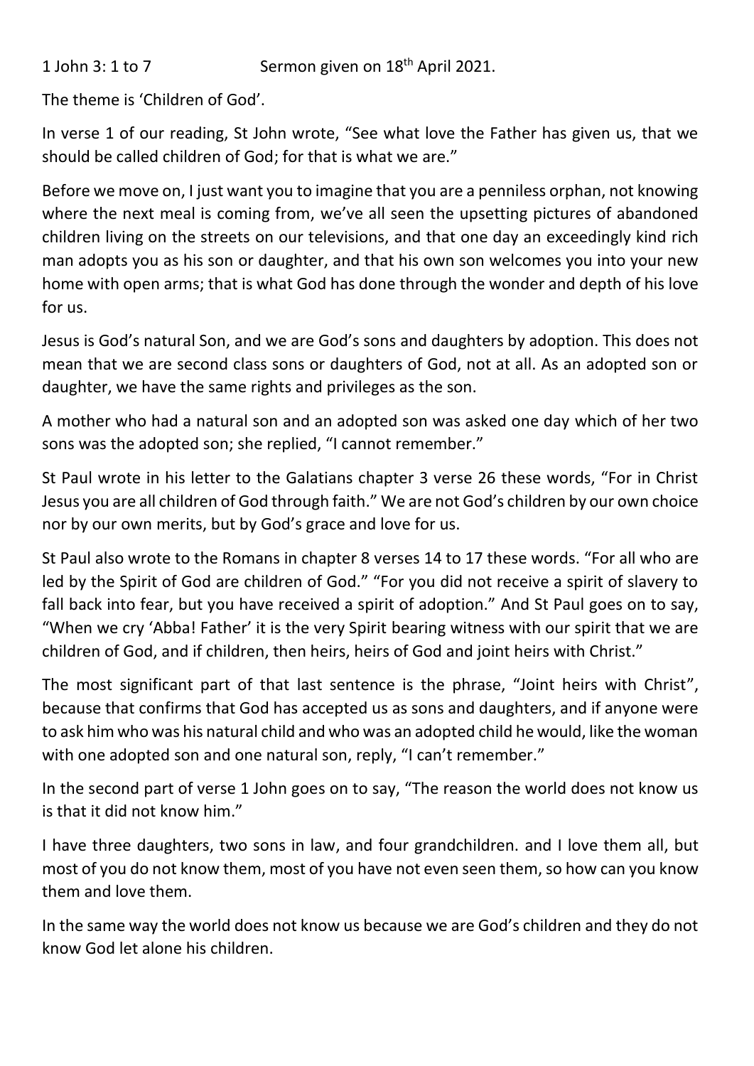1 John 3: 1 to 7 Sermon given on 18th April 2021.

The theme is 'Children of God'.

In verse 1 of our reading, St John wrote, "See what love the Father has given us, that we should be called children of God; for that is what we are."

Before we move on, I just want you to imagine that you are a penniless orphan, not knowing where the next meal is coming from, we've all seen the upsetting pictures of abandoned children living on the streets on our televisions, and that one day an exceedingly kind rich man adopts you as his son or daughter, and that his own son welcomes you into your new home with open arms; that is what God has done through the wonder and depth of his love for us.

Jesus is God's natural Son, and we are God's sons and daughters by adoption. This does not mean that we are second class sons or daughters of God, not at all. As an adopted son or daughter, we have the same rights and privileges as the son.

A mother who had a natural son and an adopted son was asked one day which of her two sons was the adopted son; she replied, "I cannot remember."

St Paul wrote in his letter to the Galatians chapter 3 verse 26 these words, "For in Christ Jesus you are all children of God through faith." We are not God's children by our own choice nor by our own merits, but by God's grace and love for us.

St Paul also wrote to the Romans in chapter 8 verses 14 to 17 these words. "For all who are led by the Spirit of God are children of God." "For you did not receive a spirit of slavery to fall back into fear, but you have received a spirit of adoption." And St Paul goes on to say, "When we cry 'Abba! Father' it is the very Spirit bearing witness with our spirit that we are children of God, and if children, then heirs, heirs of God and joint heirs with Christ."

The most significant part of that last sentence is the phrase, "Joint heirs with Christ", because that confirms that God has accepted us as sons and daughters, and if anyone were to ask him who was his natural child and who was an adopted child he would, like the woman with one adopted son and one natural son, reply, "I can't remember."

In the second part of verse 1 John goes on to say, "The reason the world does not know us is that it did not know him."

I have three daughters, two sons in law, and four grandchildren. and I love them all, but most of you do not know them, most of you have not even seen them, so how can you know them and love them.

In the same way the world does not know us because we are God's children and they do not know God let alone his children.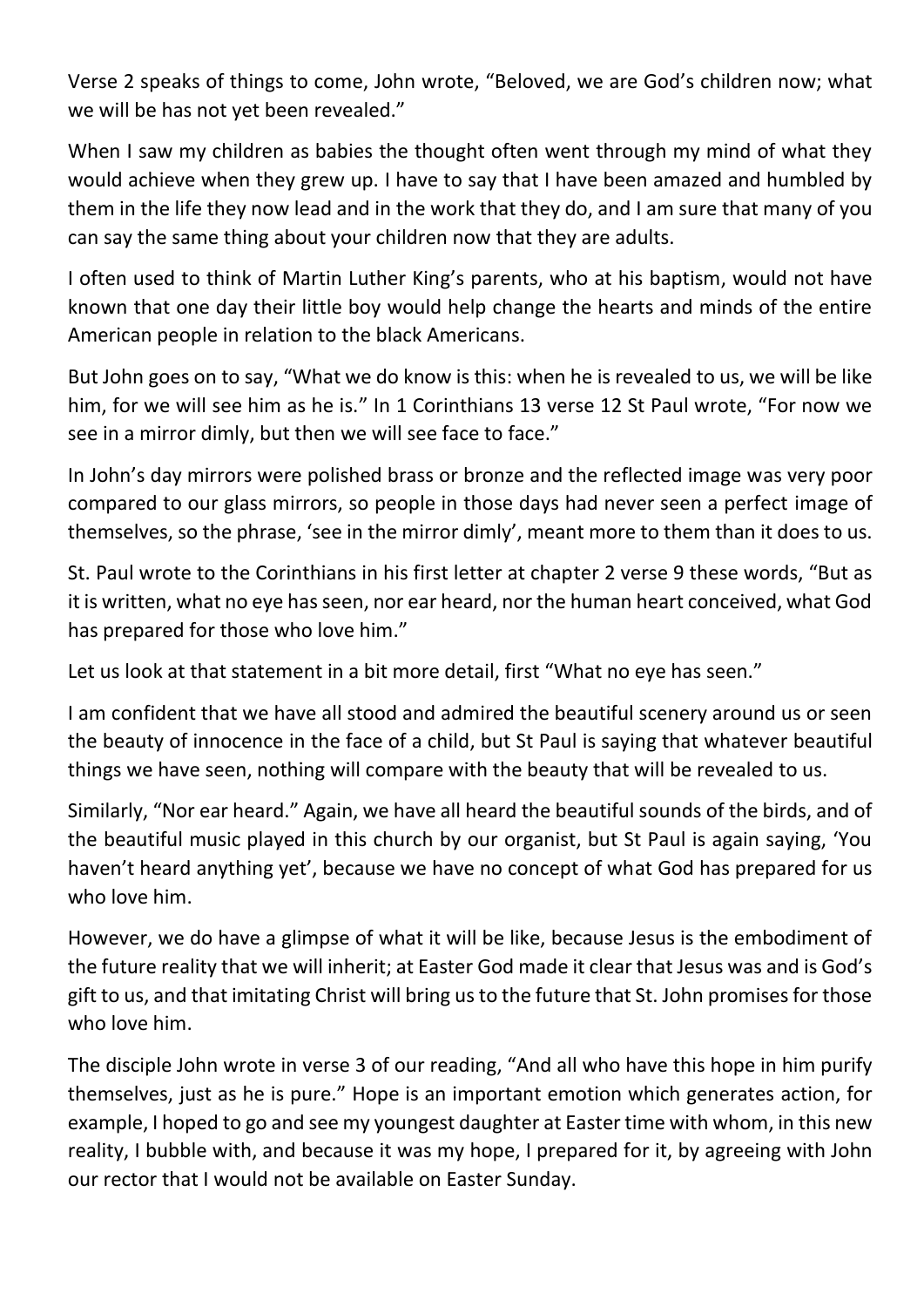Verse 2 speaks of things to come, John wrote, “Beloved, we are God’s children now; what we will be has not yet been revealed.”

When I saw my children as babies the thought often went through my mind of what they would achieve when they grew up. I have to say that I have been amazed and humbled by them in the life they now lead and in the work that they do, and I am sure that many of you can say the same thing about your children now that they are adults.

I often used to think of Martin Luther King’s parents, who at his baptism, would not have known that one day their little boy would help change the hearts and minds of the entire American people in relation to the black Americans.

But John goes on to say, “What we do know is this: when he is revealed to us, we will be like him, for we will see him as he is.” In 1 Corinthians 13 verse 12 St Paul wrote, “For now we see in a mirror dimly, but then we will see face to face.”

In John’s day mirrors were polished brass or bronze and the reflected image was very poor compared to our glass mirrors, so people in those days had never seen a perfect image of themselves, so the phrase, ‘see in the mirror dimly’, meant more to them than it does to us.

St. Paul wrote to the Corinthians in his first letter at chapter 2 verse 9 these words, “But as it is written, what no eye has seen, nor ear heard, nor the human heart conceived, what God has prepared for those who love him.”

Let us look at that statement in a bit more detail, first “What no eye has seen.”

I am confident that we have all stood and admired the beautiful scenery around us or seen the beauty of innocence in the face of a child, but St Paul is saying that whatever beautiful things we have seen, nothing will compare with the beauty that will be revealed to us.

Similarly, “Nor ear heard.” Again, we have all heard the beautiful sounds of the birds, and of the beautiful music played in this church by our organist, but St Paul is again saying, ‘You haven’t heard anything yet’, because we have no concept of what God has prepared for us who love him.

However, we do have a glimpse of what it will be like, because Jesus is the embodiment of the future reality that we will inherit; at Easter God made it clear that Jesus was and is God’s gift to us, and that imitating Christ will bring us to the future that St. John promises for those who love him.

The disciple John wrote in verse 3 of our reading, “And all who have this hope in him purify themselves, just as he is pure.” Hope is an important emotion which generates action, for example, I hoped to go and see my youngest daughter at Easter time with whom, in this new reality, I bubble with, and because it was my hope, I prepared for it, by agreeing with John our rector that I would not be available on Easter Sunday.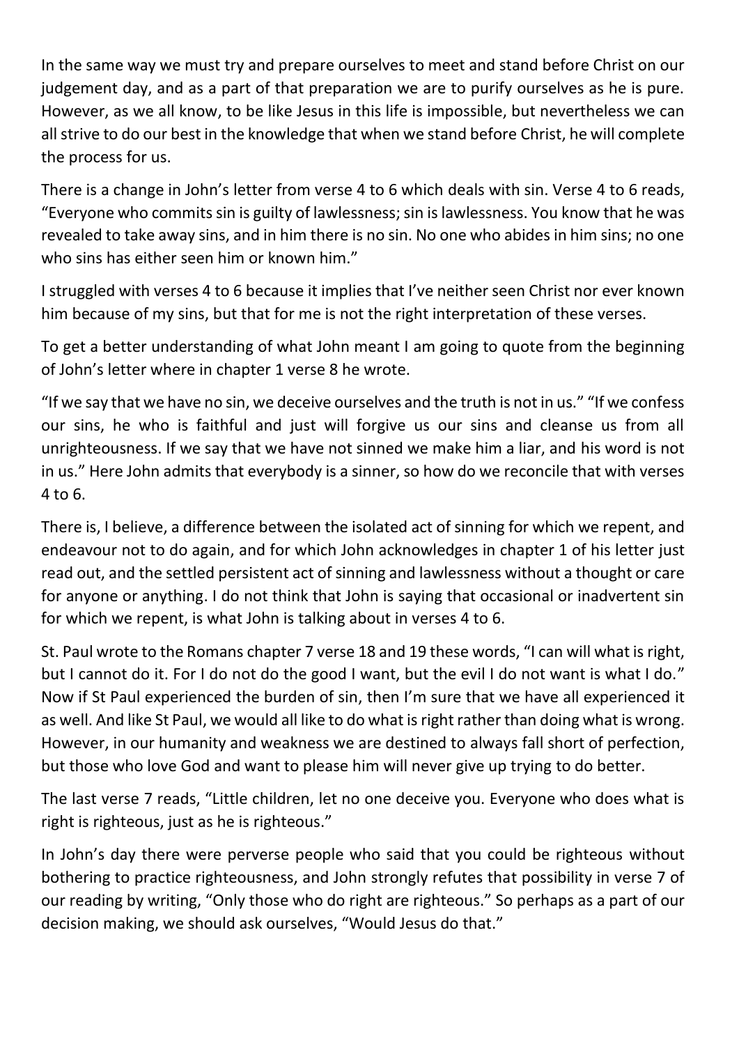In the same way we must try and prepare ourselves to meet and stand before Christ on our judgement day, and as a part of that preparation we are to purify ourselves as he is pure. However, as we all know, to be like Jesus in this life is impossible, but nevertheless we can all strive to do our best in the knowledge that when we stand before Christ, he will complete the process for us.

There is a change in John's letter from verse 4 to 6 which deals with sin. Verse 4 to 6 reads, "Everyone who commits sin is guilty of lawlessness; sin is lawlessness. You know that he was revealed to take away sins, and in him there is no sin. No one who abides in him sins; no one who sins has either seen him or known him."

I struggled with verses 4 to 6 because it implies that I've neither seen Christ nor ever known him because of my sins, but that for me is not the right interpretation of these verses.

To get a better understanding of what John meant I am going to quote from the beginning of John's letter where in chapter 1 verse 8 he wrote.

"If we say that we have no sin, we deceive ourselves and the truth is not in us." "If we confess our sins, he who is faithful and just will forgive us our sins and cleanse us from all unrighteousness. If we say that we have not sinned we make him a liar, and his word is not in us." Here John admits that everybody is a sinner, so how do we reconcile that with verses 4 to 6.

There is, I believe, a difference between the isolated act of sinning for which we repent, and endeavour not to do again, and for which John acknowledges in chapter 1 of his letter just read out, and the settled persistent act of sinning and lawlessness without a thought or care for anyone or anything. I do not think that John is saying that occasional or inadvertent sin for which we repent, is what John is talking about in verses 4 to 6.

St. Paul wrote to the Romans chapter 7 verse 18 and 19 these words, "I can will what is right, but I cannot do it. For I do not do the good I want, but the evil I do not want is what I do." Now if St Paul experienced the burden of sin, then I'm sure that we have all experienced it as well. And like St Paul, we would all like to do what is right rather than doing what is wrong. However, in our humanity and weakness we are destined to always fall short of perfection, but those who love God and want to please him will never give up trying to do better.

The last verse 7 reads, "Little children, let no one deceive you. Everyone who does what is right is righteous, just as he is righteous."

In John's day there were perverse people who said that you could be righteous without bothering to practice righteousness, and John strongly refutes that possibility in verse 7 of our reading by writing, "Only those who do right are righteous." So perhaps as a part of our decision making, we should ask ourselves, "Would Jesus do that."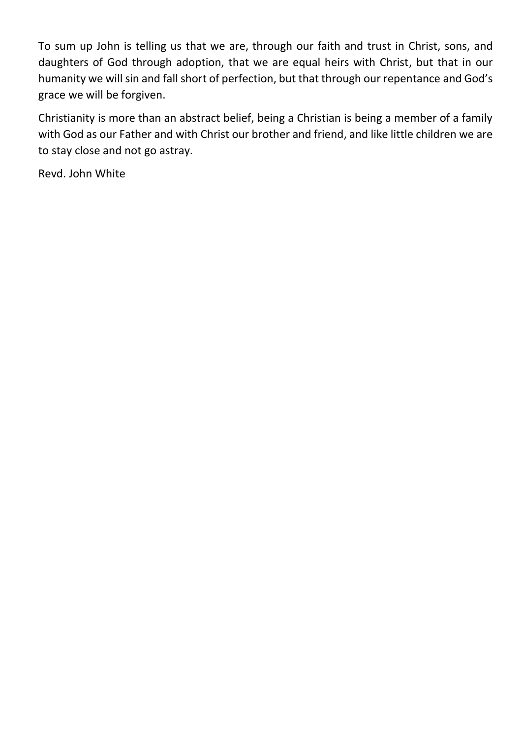To sum up John is telling us that we are, through our faith and trust in Christ, sons, and daughters of God through adoption, that we are equal heirs with Christ, but that in our humanity we will sin and fall short of perfection, but that through our repentance and God's grace we will be forgiven.

Christianity is more than an abstract belief, being a Christian is being a member of a family with God as our Father and with Christ our brother and friend, and like little children we are to stay close and not go astray.

Revd. John White